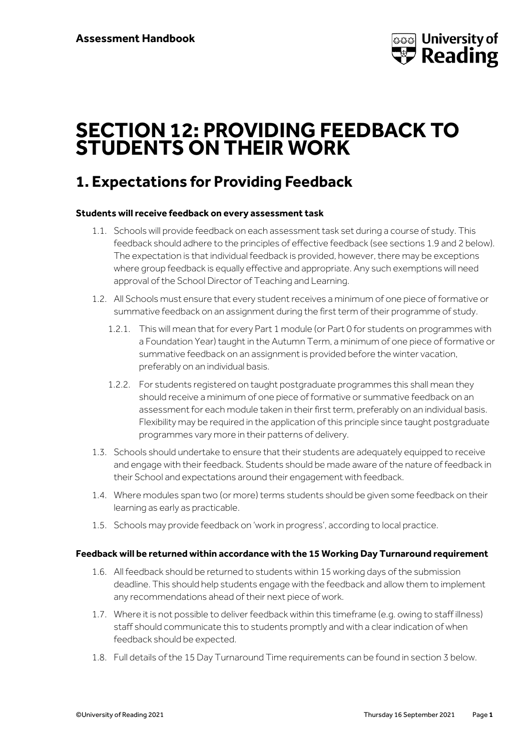# SECTION 12: PROVIDING FEEDBACK TO STUDENTS ON THEIR WORK

## 1. Expectations for Providing Feedback

**Students will receive feedback on every assessment task**

1.1. Schools will provide feedback on each assessment task set during a course of study. This feedback should adhere to the principles of effective feedback (see sections 1.9 and 2 below). The expectation is that individual feedback is provided, however, there may be exceptions where group feedback is equally effective and appropriate. Any such exemptions will need approval of the School Director of Teaching and Learning.

1.2. All Schools must ensure that every student receives a minimum of one piece of formative or summative feedback on an assignment during the first term of their programme of study.

  1.2.1. This will mean that for every Part 1 module (or Part 0 for students on programmes with a Foundation Year) taught in the Autumn Term, a minimum of one piece of formative or summative feedback on an assignment is provided before the winter vacation, preferably on an individual basis.

  1.2.2. For students registered on taught postgraduate programmes this shall mean they should receive a minimum of one piece of formative or summative feedback on an assessment for each module taken in their first term, preferably on an individual basis. Flexibility may be required in the application of this principle since taught postgraduate programmes vary more in their patterns of delivery.

1.3. Schools should undertake to ensure that their students are adequately equipped to receive and engage with their feedback. Students should be made aware of the nature of feedback in their School and expectations around their engagement with feedback.

1.4. Where modules span two (or more) terms students should be given some feedback on their learning as early as practicable.

1.5. Schools may provide feedback on 'work in progress', according to local practice.

**Feedback will be returned within accordance with the 15 Working Day Turnaround requirement**

1.6. All feedback should be returned to students within 15 working days of the submission deadline. This should help students engage with the feedback and allow them to implement any recommendations ahead of their next piece of work.

1.7. Where it is not possible to deliver feedback within this timeframe (e.g. owing to staff illness) staff should communicate this to students promptly and with a clear indication of when feedback should be expected.

1.8. Full details of the 15 Day Turnaround Time requirements can be found in section 3 below.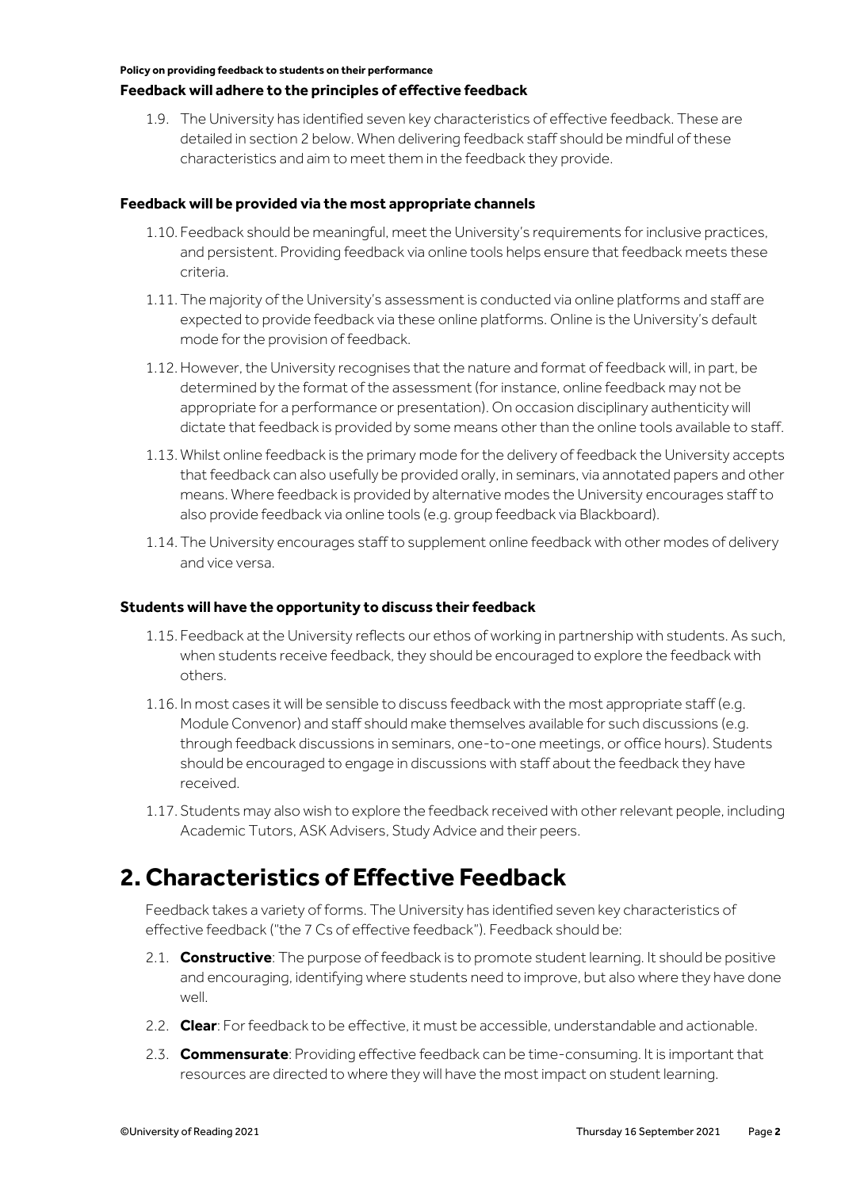**Feedback will adhere to the principles of effective feedback**

1.9. The University has identified seven key characteristics of effective feedback. These are detailed in section 2 below. When delivering feedback staff should be mindful of these characteristics and aim to meet them in the feedback they provide.

**Feedback will be provided via the most appropriate channels**

1.10. Feedback should be meaningful, meet the University's requirements for inclusive practices, and persistent. Providing feedback via online tools helps ensure that feedback meets these criteria.

1.11. The majority of the University's assessment is conducted via online platforms and staff are expected to provide feedback via these online platforms. Online is the University's default mode for the provision of feedback.

1.12. However, the University recognises that the nature and format of feedback will, in part, be determined by the format of the assessment (for instance, online feedback may not be appropriate for a performance or presentation). On occasion disciplinary authenticity will dictate that feedback is provided by some means other than the online tools available to staff.

1.13. Whilst online feedback is the primary mode for the delivery of feedback the University accepts that feedback can also usefully be provided orally, in seminars, via annotated papers and other means. Where feedback is provided by alternative modes the University encourages staff to also provide feedback via online tools (e.g. group feedback via Blackboard).

1.14. The University encourages staff to supplement online feedback with other modes of delivery and vice versa.

**Students will have the opportunity to discuss their feedback**

1.15. Feedback at the University reflects our ethos of working in partnership with students. As such, when students receive feedback, they should be encouraged to explore the feedback with others.

1.16. In most cases it will be sensible to discuss feedback with the most appropriate staff (e.g. Module Convenor) and staff should make themselves available for such discussions (e.g. through feedback discussions in seminars, one-to-one meetings, or office hours). Students should be encouraged to engage in discussions with staff about the feedback they have received.

1.17. Students may also wish to explore the feedback received with other relevant people, including Academic Tutors, ASK Advisers, Study Advice and their peers.

# 2. Characteristics of Effective Feedback

Feedback takes a variety of forms. The University has identified seven key characteristics of effective feedback ("the 7 Cs of effective feedback"). Feedback should be:

2.1. **Constructive**: The purpose of feedback is to promote student learning. It should be positive and encouraging, identifying where students need to improve, but also where they have done well.

2.2. **Clear**: For feedback to be effective, it must be accessible, understandable and actionable.

2.3. **Commensurate**: Providing effective feedback can be time-consuming. It is important that resources are directed to where they will have the most impact on student learning.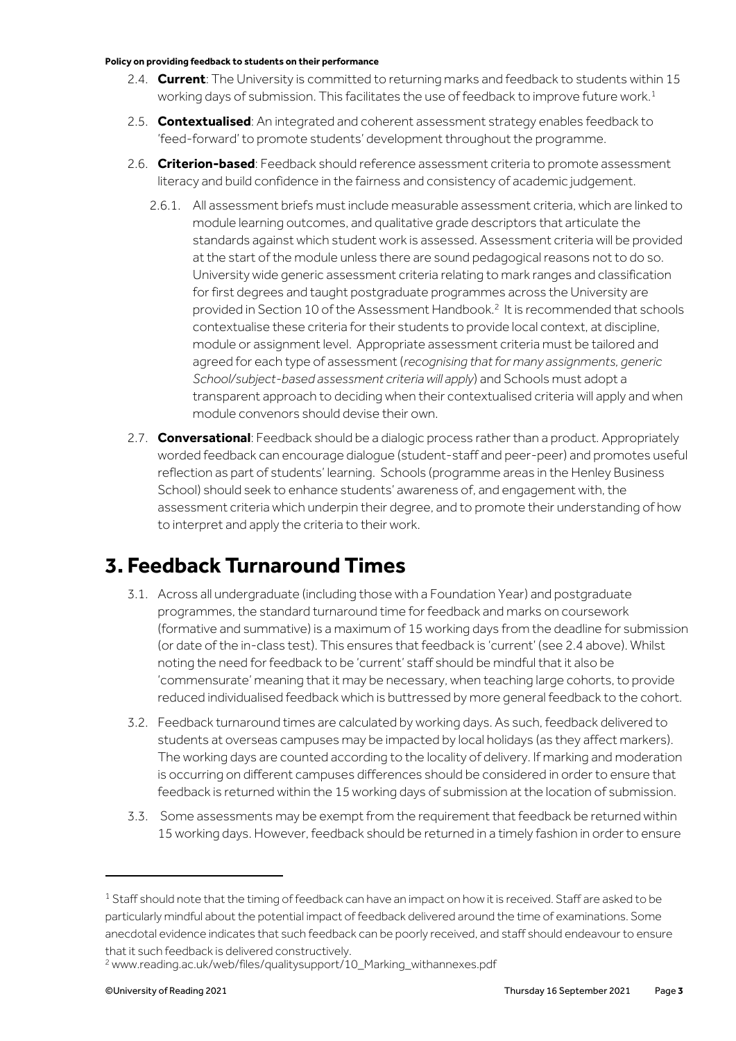2.4. **Current**: The University is committed to returning marks and feedback to students within 15 working days of submission. This facilitates the use of feedback to improve future work.[1]

2.5. **Contextualised**: An integrated and coherent assessment strategy enables feedback to 'feed-forward' to promote students' development throughout the programme.

2.6. **Criterion-based**: Feedback should reference assessment criteria to promote assessment literacy and build confidence in the fairness and consistency of academic judgement.

2.6.1. All assessment briefs must include measurable assessment criteria, which are linked to module learning outcomes, and qualitative grade descriptors that articulate the standards against which student work is assessed. Assessment criteria will be provided at the start of the module unless there are sound pedagogical reasons not to do so. University wide generic assessment criteria relating to mark ranges and classification for first degrees and taught postgraduate programmes across the University are provided in Section 10 of the Assessment Handbook.[2] It is recommended that schools contextualise these criteria for their students to provide local context, at discipline, module or assignment level. Appropriate assessment criteria must be tailored and agreed for each type of assessment (*recognising that for many assignments, generic School/subject-based assessment criteria will apply*) and Schools must adopt a transparent approach to deciding when their contextualised criteria will apply and when module convenors should devise their own.

2.7. **Conversational**: Feedback should be a dialogic process rather than a product. Appropriately worded feedback can encourage dialogue (student-staff and peer-peer) and promotes useful reflection as part of students' learning. Schools (programme areas in the Henley Business School) should seek to enhance students' awareness of, and engagement with, the assessment criteria which underpin their degree, and to promote their understanding of how to interpret and apply the criteria to their work.

# 3. Feedback Turnaround Times

3.1. Across all undergraduate (including those with a Foundation Year) and postgraduate programmes, the standard turnaround time for feedback and marks on coursework (formative and summative) is a maximum of 15 working days from the deadline for submission (or date of the in-class test). This ensures that feedback is 'current' (see 2.4 above). Whilst noting the need for feedback to be 'current' staff should be mindful that it also be 'commensurate' meaning that it may be necessary, when teaching large cohorts, to provide reduced individualised feedback which is buttressed by more general feedback to the cohort.

3.2. Feedback turnaround times are calculated by working days. As such, feedback delivered to students at overseas campuses may be impacted by local holidays (as they affect markers). The working days are counted according to the locality of delivery. If marking and moderation is occurring on different campuses differences should be considered in order to ensure that feedback is returned within the 15 working days of submission at the location of submission.

3.3. Some assessments may be exempt from the requirement that feedback be returned within 15 working days. However, feedback should be returned in a timely fashion in order to ensure

---

[1] Staff should note that the timing of feedback can have an impact on how it is received. Staff are asked to be particularly mindful about the potential impact of feedback delivered around the time of examinations. Some anecdotal evidence indicates that such feedback can be poorly received, and staff should endeavour to ensure that it such feedback is delivered constructively.

[2] www.reading.ac.uk/web/files/qualitysupport/10_Marking_withannexes.pdf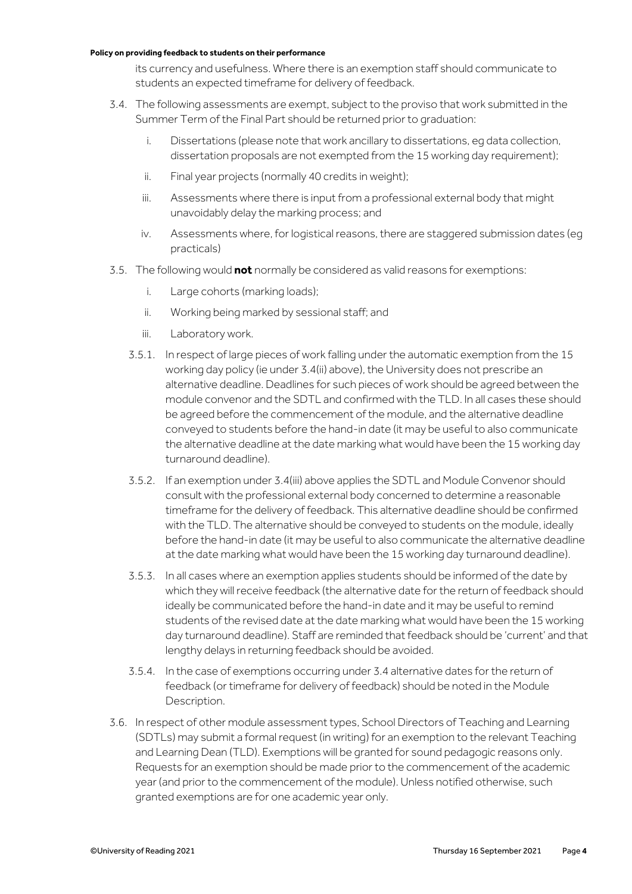its currency and usefulness. Where there is an exemption staff should communicate to students an expected timeframe for delivery of feedback.

3.4. The following assessments are exempt, subject to the proviso that work submitted in the Summer Term of the Final Part should be returned prior to graduation:

   i. Dissertations (please note that work ancillary to dissertations, eg data collection, dissertation proposals are not exempted from the 15 working day requirement);

   ii. Final year projects (normally 40 credits in weight);

   iii. Assessments where there is input from a professional external body that might unavoidably delay the marking process; and

   iv. Assessments where, for logistical reasons, there are staggered submission dates (eg practicals)

3.5. The following would **not** normally be considered as valid reasons for exemptions:

   i. Large cohorts (marking loads);

   ii. Working being marked by sessional staff; and

   iii. Laboratory work.

3.5.1. In respect of large pieces of work falling under the automatic exemption from the 15 working day policy (ie under 3.4(ii) above), the University does not prescribe an alternative deadline. Deadlines for such pieces of work should be agreed between the module convenor and the SDTL and confirmed with the TLD. In all cases these should be agreed before the commencement of the module, and the alternative deadline conveyed to students before the hand-in date (it may be useful to also communicate the alternative deadline at the date marking what would have been the 15 working day turnaround deadline).

3.5.2. If an exemption under 3.4(iii) above applies the SDTL and Module Convenor should consult with the professional external body concerned to determine a reasonable timeframe for the delivery of feedback. This alternative deadline should be confirmed with the TLD. The alternative should be conveyed to students on the module, ideally before the hand-in date (it may be useful to also communicate the alternative deadline at the date marking what would have been the 15 working day turnaround deadline).

3.5.3. In all cases where an exemption applies students should be informed of the date by which they will receive feedback (the alternative date for the return of feedback should ideally be communicated before the hand-in date and it may be useful to remind students of the revised date at the date marking what would have been the 15 working day turnaround deadline). Staff are reminded that feedback should be 'current' and that lengthy delays in returning feedback should be avoided.

3.5.4. In the case of exemptions occurring under 3.4 alternative dates for the return of feedback (or timeframe for delivery of feedback) should be noted in the Module Description.

3.6. In respect of other module assessment types, School Directors of Teaching and Learning (SDTLs) may submit a formal request (in writing) for an exemption to the relevant Teaching and Learning Dean (TLD). Exemptions will be granted for sound pedagogic reasons only. Requests for an exemption should be made prior to the commencement of the academic year (and prior to the commencement of the module). Unless notified otherwise, such granted exemptions are for one academic year only.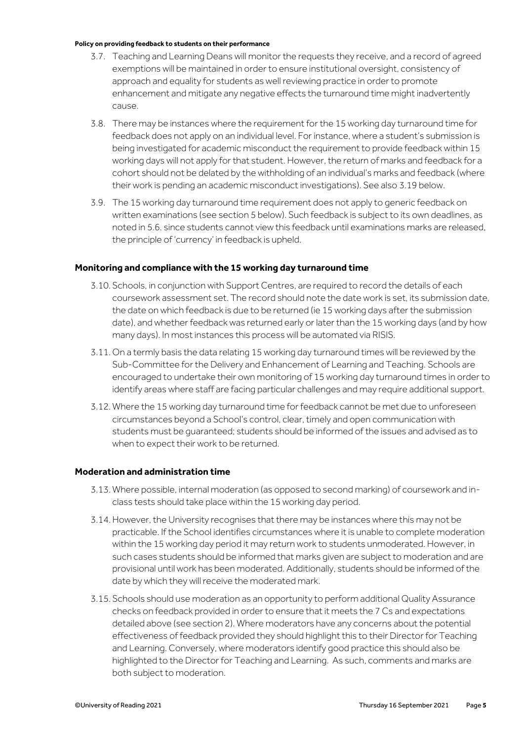3.7. Teaching and Learning Deans will monitor the requests they receive, and a record of agreed exemptions will be maintained in order to ensure institutional oversight, consistency of approach and equality for students as well reviewing practice in order to promote enhancement and mitigate any negative effects the turnaround time might inadvertently cause.

3.8. There may be instances where the requirement for the 15 working day turnaround time for feedback does not apply on an individual level. For instance, where a student's submission is being investigated for academic misconduct the requirement to provide feedback within 15 working days will not apply for that student. However, the return of marks and feedback for a cohort should not be delated by the withholding of an individual's marks and feedback (where their work is pending an academic misconduct investigations). See also 3.19 below.

3.9. The 15 working day turnaround time requirement does not apply to generic feedback on written examinations (see section 5 below). Such feedback is subject to its own deadlines, as noted in 5.6. since students cannot view this feedback until examinations marks are released, the principle of 'currency' in feedback is upheld.

### Monitoring and compliance with the 15 working day turnaround time

3.10. Schools, in conjunction with Support Centres, are required to record the details of each coursework assessment set. The record should note the date work is set, its submission date, the date on which feedback is due to be returned (ie 15 working days after the submission date), and whether feedback was returned early or later than the 15 working days (and by how many days). In most instances this process will be automated via RISIS.

3.11. On a termly basis the data relating 15 working day turnaround times will be reviewed by the Sub-Committee for the Delivery and Enhancement of Learning and Teaching. Schools are encouraged to undertake their own monitoring of 15 working day turnaround times in order to identify areas where staff are facing particular challenges and may require additional support.

3.12. Where the 15 working day turnaround time for feedback cannot be met due to unforeseen circumstances beyond a School's control, clear, timely and open communication with students must be guaranteed; students should be informed of the issues and advised as to when to expect their work to be returned.

### Moderation and administration time

3.13. Where possible, internal moderation (as opposed to second marking) of coursework and in-class tests should take place within the 15 working day period.

3.14. However, the University recognises that there may be instances where this may not be practicable. If the School identifies circumstances where it is unable to complete moderation within the 15 working day period it may return work to students unmoderated. However, in such cases students should be informed that marks given are subject to moderation and are provisional until work has been moderated. Additionally, students should be informed of the date by which they will receive the moderated mark.

3.15. Schools should use moderation as an opportunity to perform additional Quality Assurance checks on feedback provided in order to ensure that it meets the 7 Cs and expectations detailed above (see section 2). Where moderators have any concerns about the potential effectiveness of feedback provided they should highlight this to their Director for Teaching and Learning. Conversely, where moderators identify good practice this should also be highlighted to the Director for Teaching and Learning. As such, comments and marks are both subject to moderation.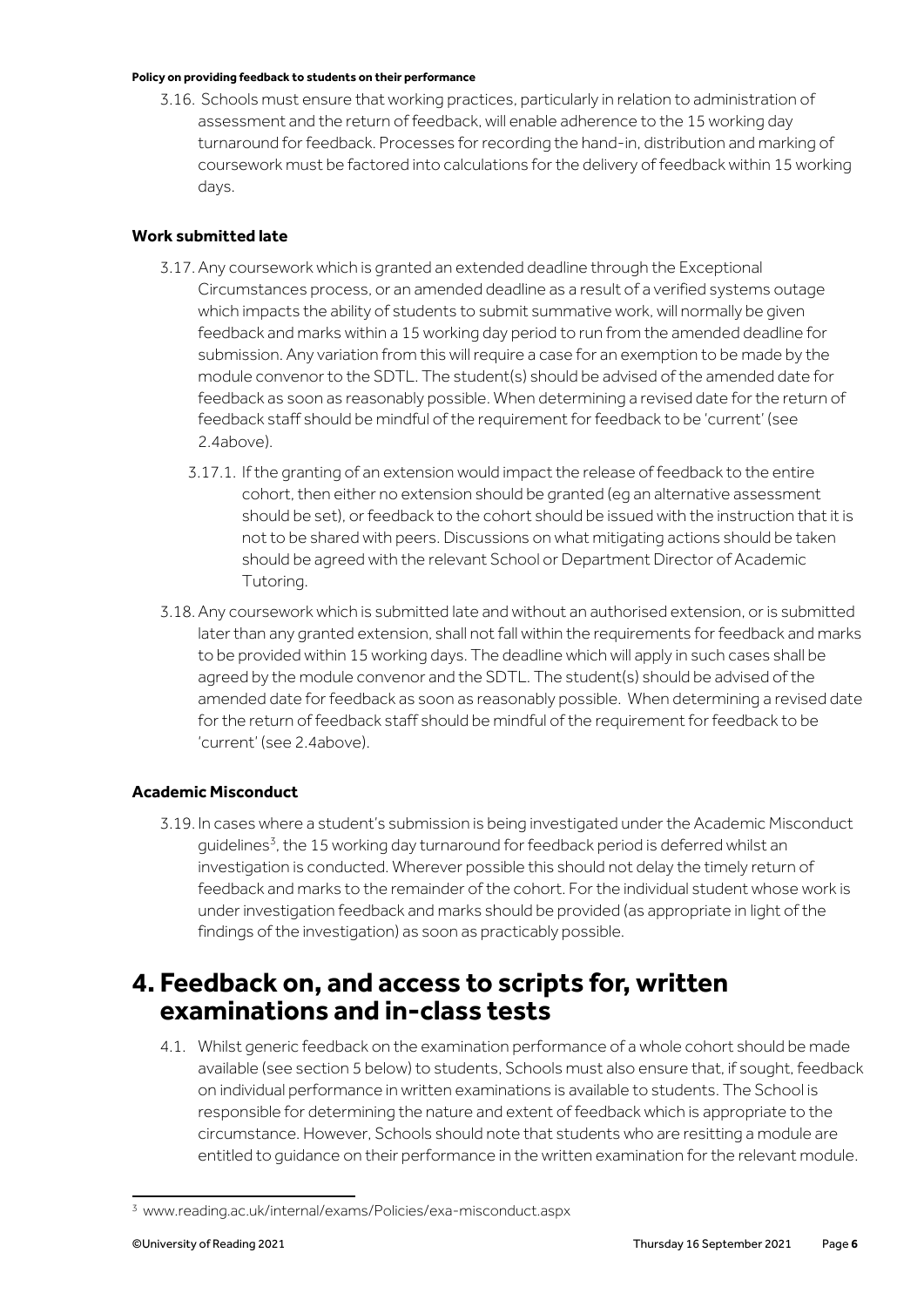3.16. Schools must ensure that working practices, particularly in relation to administration of assessment and the return of feedback, will enable adherence to the 15 working day turnaround for feedback. Processes for recording the hand-in, distribution and marking of coursework must be factored into calculations for the delivery of feedback within 15 working days.

### Work submitted late

3.17. Any coursework which is granted an extended deadline through the Exceptional Circumstances process, or an amended deadline as a result of a verified systems outage which impacts the ability of students to submit summative work, will normally be given feedback and marks within a 15 working day period to run from the amended deadline for submission. Any variation from this will require a case for an exemption to be made by the module convenor to the SDTL. The student(s) should be advised of the amended date for feedback as soon as reasonably possible. When determining a revised date for the return of feedback staff should be mindful of the requirement for feedback to be 'current' (see 2.4above).

3.17.1. If the granting of an extension would impact the release of feedback to the entire cohort, then either no extension should be granted (eg an alternative assessment should be set), or feedback to the cohort should be issued with the instruction that it is not to be shared with peers. Discussions on what mitigating actions should be taken should be agreed with the relevant School or Department Director of Academic Tutoring.

3.18. Any coursework which is submitted late and without an authorised extension, or is submitted later than any granted extension, shall not fall within the requirements for feedback and marks to be provided within 15 working days. The deadline which will apply in such cases shall be agreed by the module convenor and the SDTL. The student(s) should be advised of the amended date for feedback as soon as reasonably possible. When determining a revised date for the return of feedback staff should be mindful of the requirement for feedback to be 'current' (see 2.4above).

### Academic Misconduct

3.19. In cases where a student's submission is being investigated under the Academic Misconduct guidelines[3], the 15 working day turnaround for feedback period is deferred whilst an investigation is conducted. Wherever possible this should not delay the timely return of feedback and marks to the remainder of the cohort. For the individual student whose work is under investigation feedback and marks should be provided (as appropriate in light of the findings of the investigation) as soon as practicably possible.

# 4. Feedback on, and access to scripts for, written examinations and in-class tests

4.1. Whilst generic feedback on the examination performance of a whole cohort should be made available (see section 5 below) to students, Schools must also ensure that, if sought, feedback on individual performance in written examinations is available to students. The School is responsible for determining the nature and extent of feedback which is appropriate to the circumstance. However, Schools should note that students who are resitting a module are entitled to guidance on their performance in the written examination for the relevant module.

[3] www.reading.ac.uk/internal/exams/Policies/exa-misconduct.aspx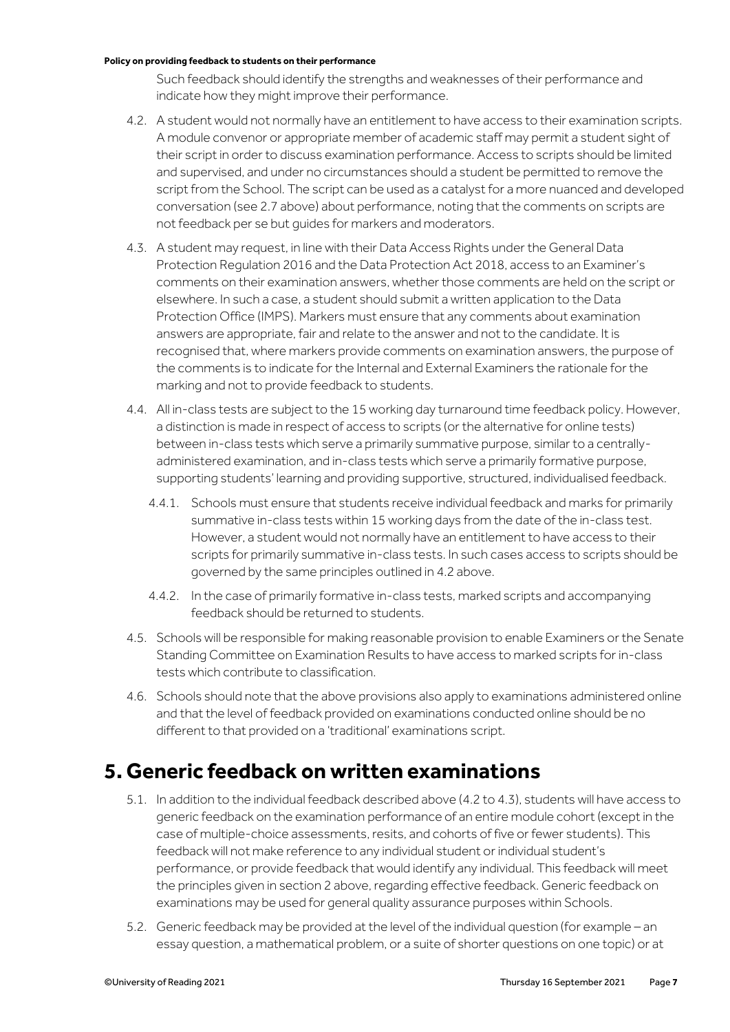Such feedback should identify the strengths and weaknesses of their performance and indicate how they might improve their performance.

4.2. A student would not normally have an entitlement to have access to their examination scripts. A module convenor or appropriate member of academic staff may permit a student sight of their script in order to discuss examination performance. Access to scripts should be limited and supervised, and under no circumstances should a student be permitted to remove the script from the School. The script can be used as a catalyst for a more nuanced and developed conversation (see 2.7 above) about performance, noting that the comments on scripts are not feedback per se but guides for markers and moderators.

4.3. A student may request, in line with their Data Access Rights under the General Data Protection Regulation 2016 and the Data Protection Act 2018, access to an Examiner's comments on their examination answers, whether those comments are held on the script or elsewhere. In such a case, a student should submit a written application to the Data Protection Office (IMPS). Markers must ensure that any comments about examination answers are appropriate, fair and relate to the answer and not to the candidate. It is recognised that, where markers provide comments on examination answers, the purpose of the comments is to indicate for the Internal and External Examiners the rationale for the marking and not to provide feedback to students.

4.4. All in-class tests are subject to the 15 working day turnaround time feedback policy. However, a distinction is made in respect of access to scripts (or the alternative for online tests) between in-class tests which serve a primarily summative purpose, similar to a centrally-administered examination, and in-class tests which serve a primarily formative purpose, supporting students' learning and providing supportive, structured, individualised feedback.

4.4.1. Schools must ensure that students receive individual feedback and marks for primarily summative in-class tests within 15 working days from the date of the in-class test. However, a student would not normally have an entitlement to have access to their scripts for primarily summative in-class tests. In such cases access to scripts should be governed by the same principles outlined in 4.2 above.

4.4.2. In the case of primarily formative in-class tests, marked scripts and accompanying feedback should be returned to students.

4.5. Schools will be responsible for making reasonable provision to enable Examiners or the Senate Standing Committee on Examination Results to have access to marked scripts for in-class tests which contribute to classification.

4.6. Schools should note that the above provisions also apply to examinations administered online and that the level of feedback provided on examinations conducted online should be no different to that provided on a 'traditional' examinations script.

# 5. Generic feedback on written examinations

5.1. In addition to the individual feedback described above (4.2 to 4.3), students will have access to generic feedback on the examination performance of an entire module cohort (except in the case of multiple-choice assessments, resits, and cohorts of five or fewer students). This feedback will not make reference to any individual student or individual student's performance, or provide feedback that would identify any individual. This feedback will meet the principles given in section 2 above, regarding effective feedback. Generic feedback on examinations may be used for general quality assurance purposes within Schools.

5.2. Generic feedback may be provided at the level of the individual question (for example – an essay question, a mathematical problem, or a suite of shorter questions on one topic) or at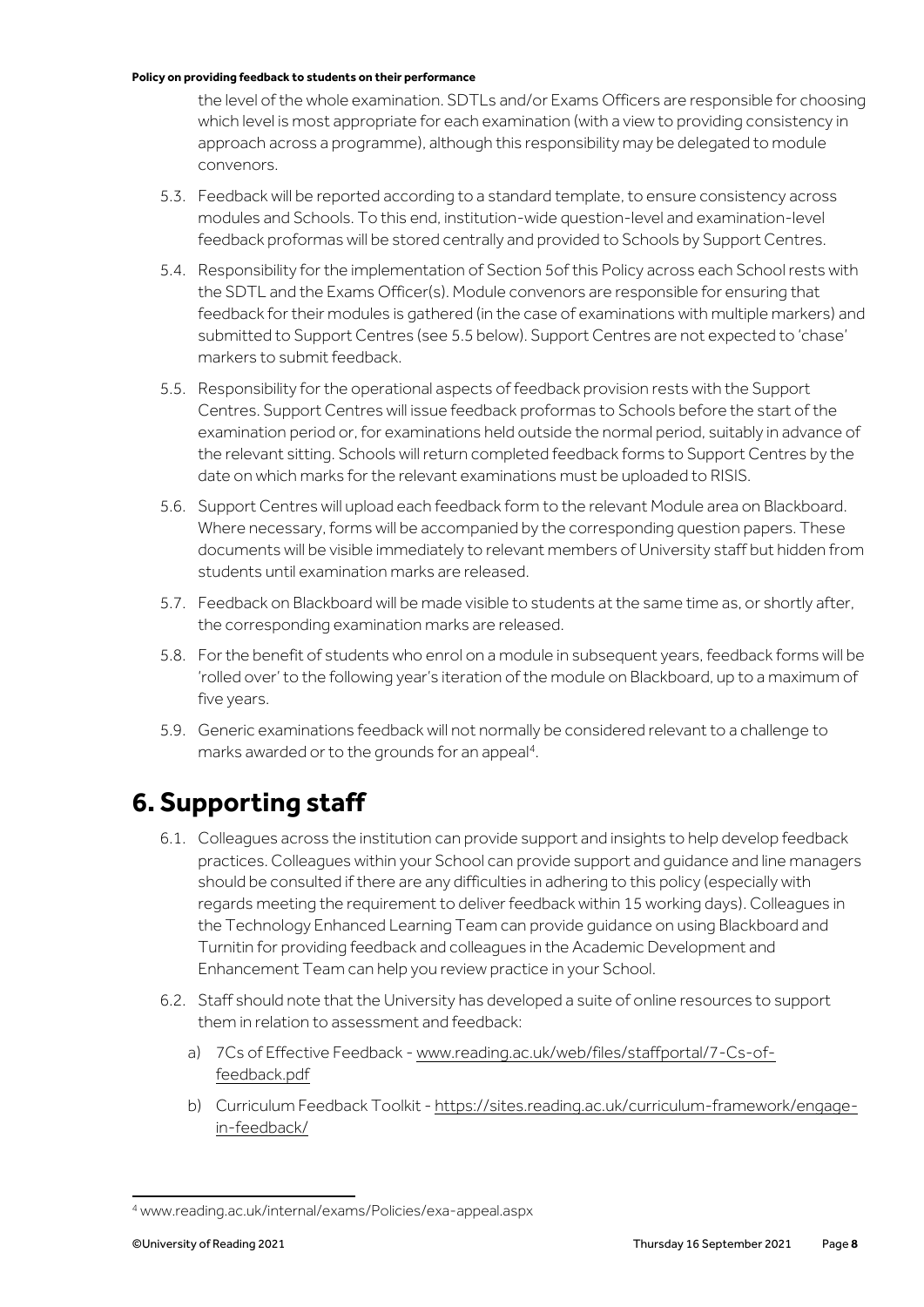the level of the whole examination. SDTLs and/or Exams Officers are responsible for choosing which level is most appropriate for each examination (with a view to providing consistency in approach across a programme), although this responsibility may be delegated to module convenors.

5.3. Feedback will be reported according to a standard template, to ensure consistency across modules and Schools. To this end, institution-wide question-level and examination-level feedback proformas will be stored centrally and provided to Schools by Support Centres.

5.4. Responsibility for the implementation of Section 5of this Policy across each School rests with the SDTL and the Exams Officer(s). Module convenors are responsible for ensuring that feedback for their modules is gathered (in the case of examinations with multiple markers) and submitted to Support Centres (see 5.5 below). Support Centres are not expected to 'chase' markers to submit feedback.

5.5. Responsibility for the operational aspects of feedback provision rests with the Support Centres. Support Centres will issue feedback proformas to Schools before the start of the examination period or, for examinations held outside the normal period, suitably in advance of the relevant sitting. Schools will return completed feedback forms to Support Centres by the date on which marks for the relevant examinations must be uploaded to RISIS.

5.6. Support Centres will upload each feedback form to the relevant Module area on Blackboard. Where necessary, forms will be accompanied by the corresponding question papers. These documents will be visible immediately to relevant members of University staff but hidden from students until examination marks are released.

5.7. Feedback on Blackboard will be made visible to students at the same time as, or shortly after, the corresponding examination marks are released.

5.8. For the benefit of students who enrol on a module in subsequent years, feedback forms will be 'rolled over' to the following year's iteration of the module on Blackboard, up to a maximum of five years.

5.9. Generic examinations feedback will not normally be considered relevant to a challenge to marks awarded or to the grounds for an appeal[4].

# 6. Supporting staff

6.1. Colleagues across the institution can provide support and insights to help develop feedback practices. Colleagues within your School can provide support and guidance and line managers should be consulted if there are any difficulties in adhering to this policy (especially with regards meeting the requirement to deliver feedback within 15 working days). Colleagues in the Technology Enhanced Learning Team can provide guidance on using Blackboard and Turnitin for providing feedback and colleagues in the Academic Development and Enhancement Team can help you review practice in your School.

6.2. Staff should note that the University has developed a suite of online resources to support them in relation to assessment and feedback:

a) 7Cs of Effective Feedback - www.reading.ac.uk/web/files/staffportal/7-Cs-of-feedback.pdf

b) Curriculum Feedback Toolkit - https://sites.reading.ac.uk/curriculum-framework/engage-in-feedback/

[4] www.reading.ac.uk/internal/exams/Policies/exa-appeal.aspx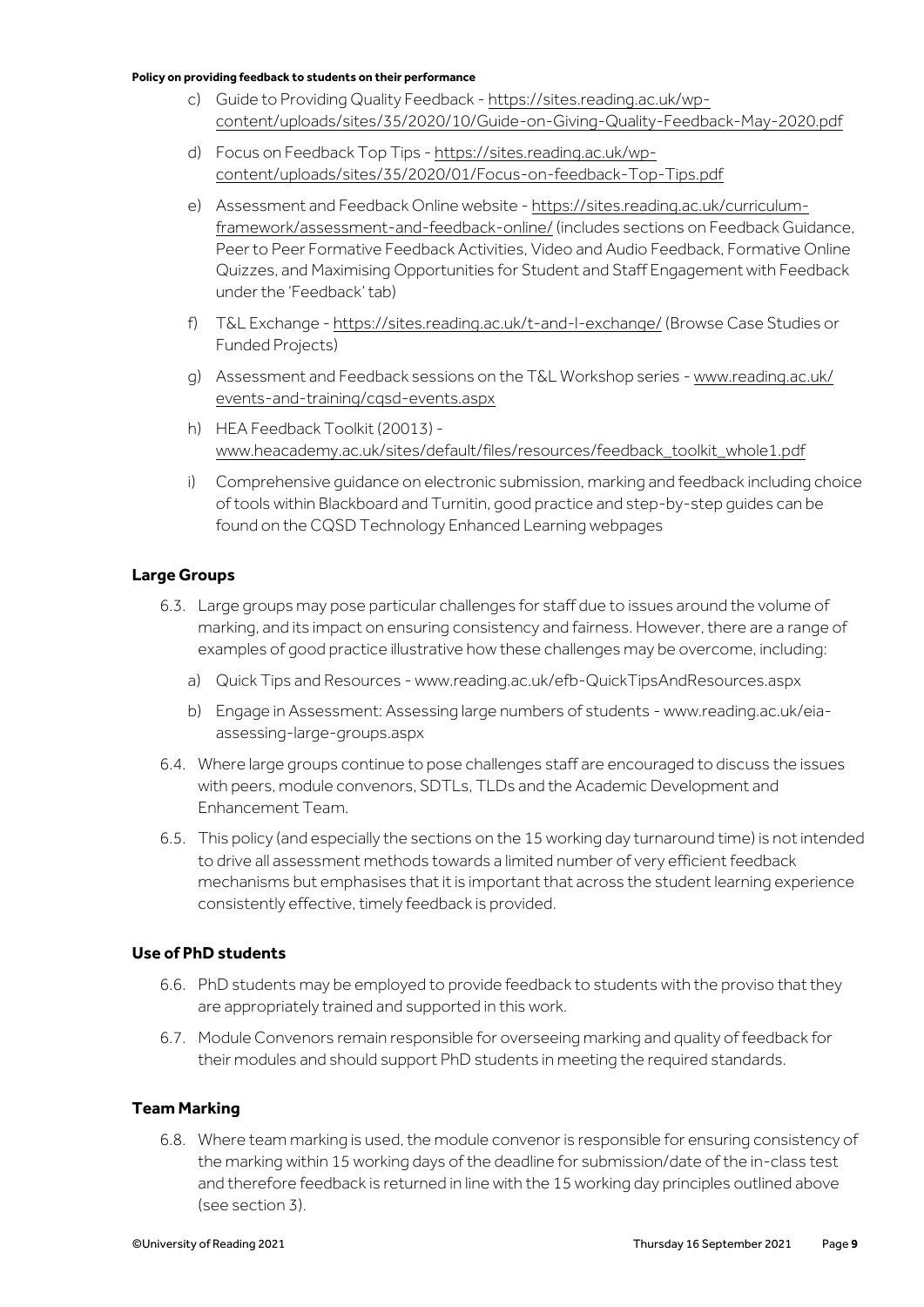c) Guide to Providing Quality Feedback - https://sites.reading.ac.uk/wp-content/uploads/sites/35/2020/10/Guide-on-Giving-Quality-Feedback-May-2020.pdf

d) Focus on Feedback Top Tips - https://sites.reading.ac.uk/wp-content/uploads/sites/35/2020/01/Focus-on-feedback-Top-Tips.pdf

e) Assessment and Feedback Online website - https://sites.reading.ac.uk/curriculum-framework/assessment-and-feedback-online/ (includes sections on Feedback Guidance, Peer to Peer Formative Feedback Activities, Video and Audio Feedback, Formative Online Quizzes, and Maximising Opportunities for Student and Staff Engagement with Feedback under the 'Feedback' tab)

f) T&L Exchange - https://sites.reading.ac.uk/t-and-l-exchange/ (Browse Case Studies or Funded Projects)

g) Assessment and Feedback sessions on the T&L Workshop series - www.reading.ac.uk/events-and-training/cqsd-events.aspx

h) HEA Feedback Toolkit (20013) - www.heacademy.ac.uk/sites/default/files/resources/feedback_toolkit_whole1.pdf

i) Comprehensive guidance on electronic submission, marking and feedback including choice of tools within Blackboard and Turnitin, good practice and step-by-step guides can be found on the CQSD Technology Enhanced Learning webpages

### Large Groups

6.3. Large groups may pose particular challenges for staff due to issues around the volume of marking, and its impact on ensuring consistency and fairness. However, there are a range of examples of good practice illustrative how these challenges may be overcome, including:

a) Quick Tips and Resources - www.reading.ac.uk/efb-QuickTipsAndResources.aspx

b) Engage in Assessment: Assessing large numbers of students - www.reading.ac.uk/eia-assessing-large-groups.aspx

6.4. Where large groups continue to pose challenges staff are encouraged to discuss the issues with peers, module convenors, SDTLs, TLDs and the Academic Development and Enhancement Team.

6.5. This policy (and especially the sections on the 15 working day turnaround time) is not intended to drive all assessment methods towards a limited number of very efficient feedback mechanisms but emphasises that it is important that across the student learning experience consistently effective, timely feedback is provided.

### Use of PhD students

6.6. PhD students may be employed to provide feedback to students with the proviso that they are appropriately trained and supported in this work.

6.7. Module Convenors remain responsible for overseeing marking and quality of feedback for their modules and should support PhD students in meeting the required standards.

### Team Marking

6.8. Where team marking is used, the module convenor is responsible for ensuring consistency of the marking within 15 working days of the deadline for submission/date of the in-class test and therefore feedback is returned in line with the 15 working day principles outlined above (see section 3).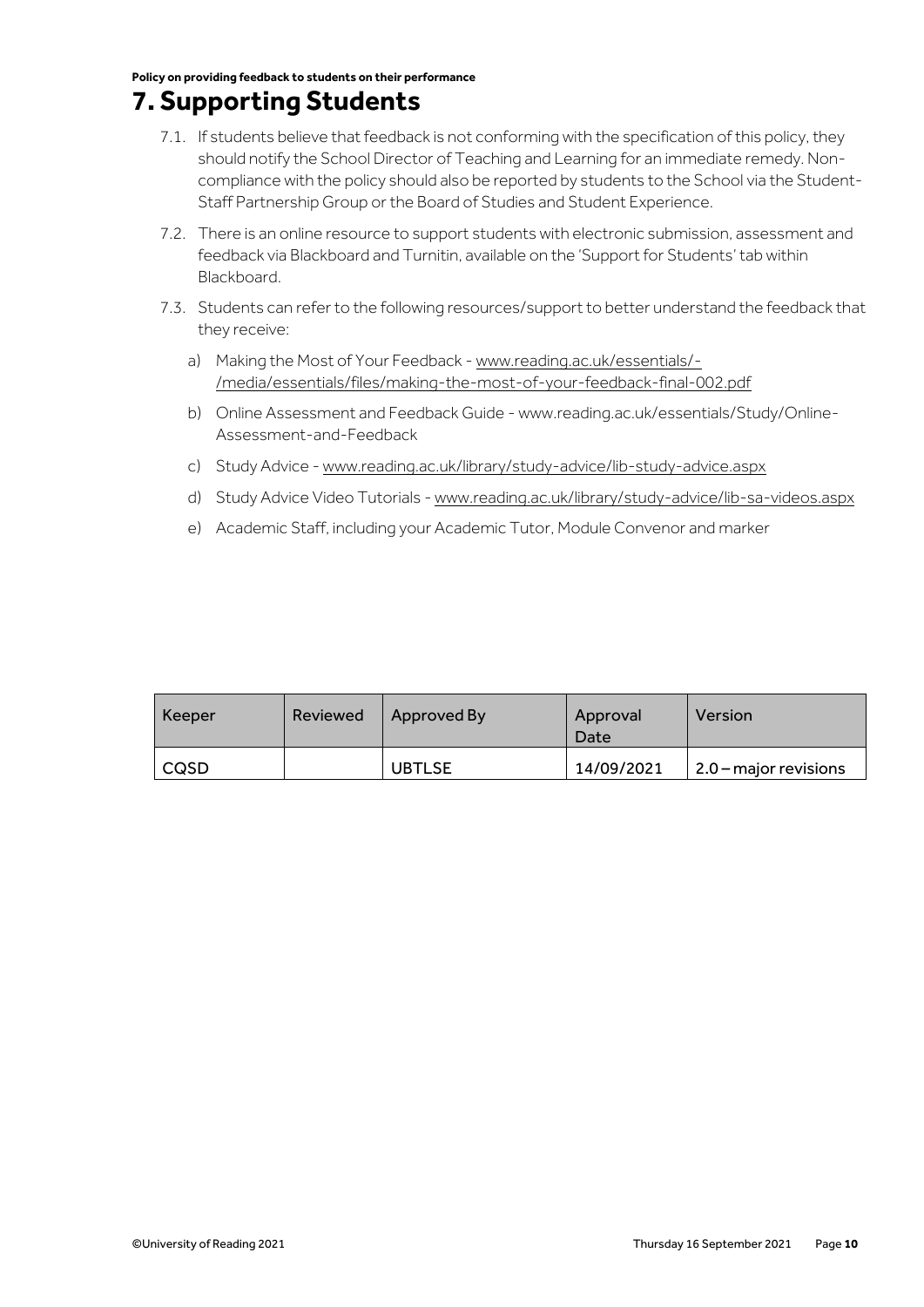## 7. Supporting Students

7.1. If students believe that feedback is not conforming with the specification of this policy, they should notify the School Director of Teaching and Learning for an immediate remedy. Non-compliance with the policy should also be reported by students to the School via the Student-Staff Partnership Group or the Board of Studies and Student Experience.

7.2. There is an online resource to support students with electronic submission, assessment and feedback via Blackboard and Turnitin, available on the 'Support for Students' tab within Blackboard.

7.3. Students can refer to the following resources/support to better understand the feedback that they receive:

a) Making the Most of Your Feedback - www.reading.ac.uk/essentials/-/media/essentials/files/making-the-most-of-your-feedback-final-002.pdf

b) Online Assessment and Feedback Guide - www.reading.ac.uk/essentials/Study/Online-Assessment-and-Feedback

c) Study Advice - www.reading.ac.uk/library/study-advice/lib-study-advice.aspx

d) Study Advice Video Tutorials - www.reading.ac.uk/library/study-advice/lib-sa-videos.aspx

e) Academic Staff, including your Academic Tutor, Module Convenor and marker

| Keeper | Reviewed | Approved By | Approval Date | Version |
|---|---|---|---|---|
| CQSD | | UBTLSE | 14/09/2021 | 2.0 – major revisions |